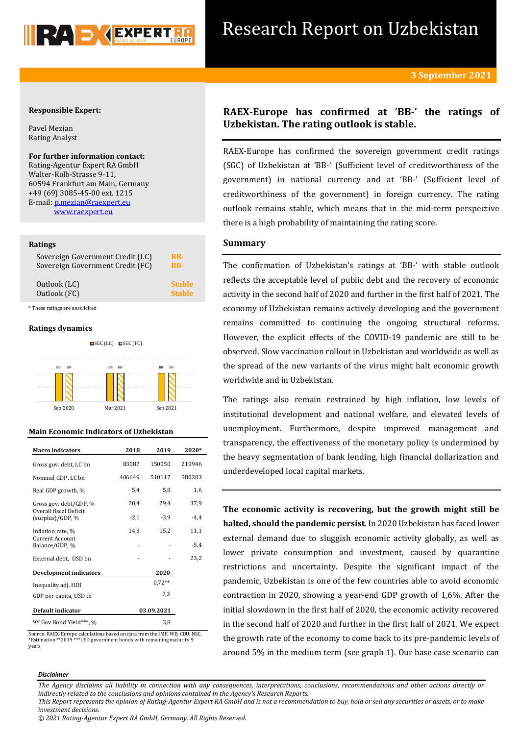# Research Report on Uzbekistan

**3 September 2021**

**Responsible Expert:**

Pavel Mezian
Rating Analyst

**For further information contact:**
Rating-Agentur Expert RA GmbH
Walter-Kolb-Strasse 9-11,
60594 Frankfurt am Main, Germany
+49 (69) 3085-45-00 ext. 1215
E-mail: p.mezian@raexpert.eu
www.raexpert.eu

**Ratings**

| | |
|---|---|
| Sovereign Government Credit (LC) | BB- |
| Sovereign Government Credit (FC) | BB- |
| Outlook (LC) | Stable |
| Outlook (FC) | Stable |

\* These ratings are unsolicited

**Ratings dynamics**

SGC (LC) SGC (FC)

| | Sep 2020 | Mar 2021 | Sep 2021 |
|---|---|---|---|
| SGC (LC) | BB- | BB- | BB- |
| SGC (FC) | BB- | BB- | BB- |

**Main Economic Indicators of Uzbekistan**

| Macro indicators | 2018 | 2019 | 2020* |
|---|---|---|---|
| Gross gov. debt, LC bn | 83087 | 150050 | 219946 |
| Nominal GDP, LC bn | 406649 | 510117 | 580203 |
| Real GDP growth, % | 5,4 | 5,8 | 1,6 |
| Gross gov. debt/GDP, % | 20,4 | 29,4 | 37,9 |
| Overall fiscal Deficit (surplus)/GDP, % | -2,1 | -3,9 | -4,4 |
| Inflation rate, % | 14,3 | 15,2 | 11,1 |
| Current Account Balance/GDP, % | - | - | -5,4 |
| External debt, USD bn | - | - | 23,2 |
| **Development indicators** | | | **2020** |
| Inequality adj. HDI | | | 0,72** |
| GDP per capita, USD th | | | 7,3 |
| **Default indicator** | | | **03.09.2021** |
| 9Y Gov Bond Yield***, % | | | 3,8 |

Source: RAEX-Europe calculations based on data from the IMF, WB, CBU, NSC.
*Estimation **2019 ***USD government bonds with remaining maturity 9 years

## RAEX-Europe has confirmed at 'BB-' the ratings of Uzbekistan. The rating outlook is stable.

RAEX-Europe has confirmed the sovereign government credit ratings (SGC) of Uzbekistan at 'BB-' (Sufficient level of creditworthiness of the government) in national currency and at 'BB-' (Sufficient level of creditworthiness of the government) in foreign currency. The rating outlook remains stable, which means that in the mid-term perspective there is a high probability of maintaining the rating score.

## Summary

The confirmation of Uzbekistan's ratings at 'BB-' with stable outlook reflects the acceptable level of public debt and the recovery of economic activity in the second half of 2020 and further in the first half of 2021. The economy of Uzbekistan remains actively developing and the government remains committed to continuing the ongoing structural reforms. However, the explicit effects of the COVID-19 pandemic are still to be observed. Slow vaccination rollout in Uzbekistan and worldwide as well as the spread of the new variants of the virus might halt economic growth worldwide and in Uzbekistan.

The ratings also remain restrained by high inflation, low levels of institutional development and national welfare, and elevated levels of unemployment. Furthermore, despite improved management and transparency, the effectiveness of the monetary policy is undermined by the heavy segmentation of bank lending, high financial dollarization and underdeveloped local capital markets.

**The economic activity is recovering, but the growth might still be halted, should the pandemic persist.** In 2020 Uzbekistan has faced lower external demand due to sluggish economic activity globally, as well as lower private consumption and investment, caused by quarantine restrictions and uncertainty. Despite the significant impact of the pandemic, Uzbekistan is one of the few countries able to avoid economic contraction in 2020, showing a year-end GDP growth of 1,6%. After the initial slowdown in the first half of 2020, the economic activity recovered in the second half of 2020 and further in the first half of 2021. We expect the growth rate of the economy to come back to its pre-pandemic levels of around 5% in the medium term (see graph 1). Our base case scenario can

***Disclaimer***

*The Agency disclaims all liability in connection with any consequences, interpretations, conclusions, recommendations and other actions directly or indirectly related to the conclusions and opinions contained in the Agency's Research Reports.*
*This Report represents the opinion of Rating-Agentur Expert RA GmbH and is not a recommendation to buy, hold or sell any securities or assets, or to make investment decisions.*
*© 2021 Rating-Agentur Expert RA GmbH, Germany, All Rights Reserved.*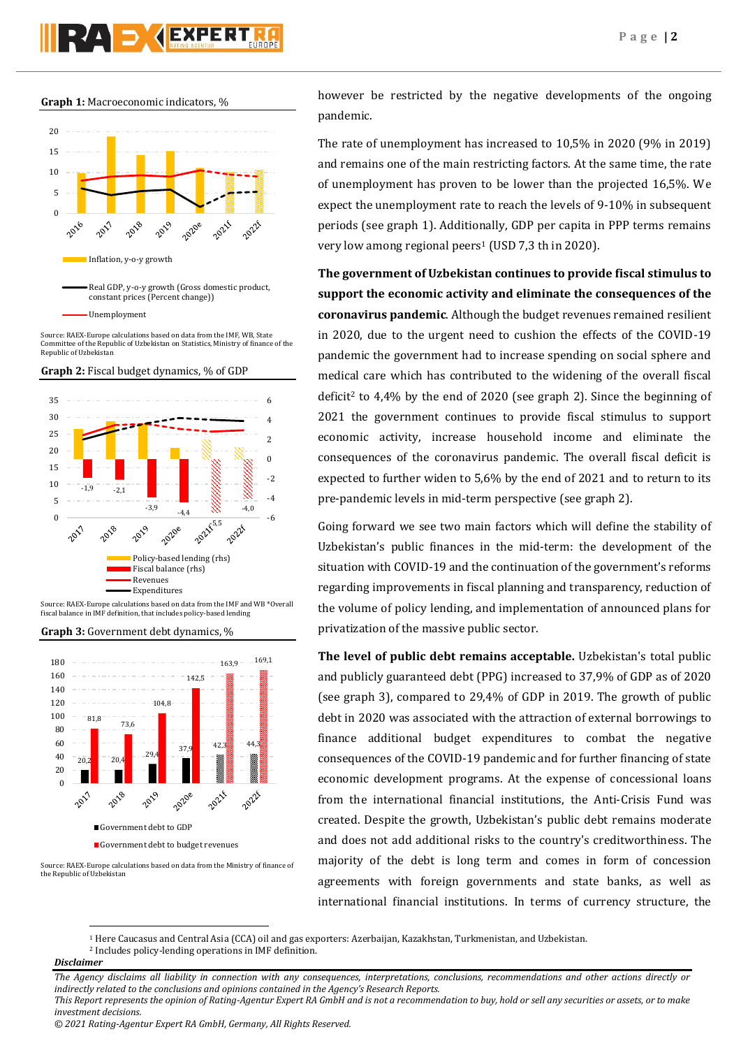**Graph 1:** Macroeconomic indicators, %

Inflation, y-o-y growth

Real GDP, y-o-y growth (Gross domestic product, constant prices (Percent change))

Unemployment

Source: RAEX-Europe calculations based on data from the IMF, WB, State Committee of the Republic of Uzbekistan on Statistics, Ministry of finance of the Republic of Uzbekistan

**Graph 2:** Fiscal budget dynamics, % of GDP

Policy-based lending (rhs)
Fiscal balance (rhs)
Revenues
Expenditures

Source: RAEX-Europe calculations based on data from the IMF and WB *Overall fiscal balance in IMF definition, that includes policy-based lending

**Graph 3:** Government debt dynamics, %

Government debt to GDP

Government debt to budget revenues

Source: RAEX-Europe calculations based on data from the Ministry of finance of the Republic of Uzbekistan

however be restricted by the negative developments of the ongoing pandemic.

The rate of unemployment has increased to 10,5% in 2020 (9% in 2019) and remains one of the main restricting factors. At the same time, the rate of unemployment has proven to be lower than the projected 16,5%. We expect the unemployment rate to reach the levels of 9-10% in subsequent periods (see graph 1). Additionally, GDP per capita in PPP terms remains very low among regional peers[1] (USD 7,3 th in 2020).

**The government of Uzbekistan continues to provide fiscal stimulus to support the economic activity and eliminate the consequences of the coronavirus pandemic**. Although the budget revenues remained resilient in 2020, due to the urgent need to cushion the effects of the COVID-19 pandemic the government had to increase spending on social sphere and medical care which has contributed to the widening of the overall fiscal deficit[2] to 4,4% by the end of 2020 (see graph 2). Since the beginning of 2021 the government continues to provide fiscal stimulus to support economic activity, increase household income and eliminate the consequences of the coronavirus pandemic. The overall fiscal deficit is expected to further widen to 5,6% by the end of 2021 and to return to its pre-pandemic levels in mid-term perspective (see graph 2).

Going forward we see two main factors which will define the stability of Uzbekistan's public finances in the mid-term: the development of the situation with COVID-19 and the continuation of the government's reforms regarding improvements in fiscal planning and transparency, reduction of the volume of policy lending, and implementation of announced plans for privatization of the massive public sector.

**The level of public debt remains acceptable.** Uzbekistan's total public and publicly guaranteed debt (PPG) increased to 37,9% of GDP as of 2020 (see graph 3), compared to 29,4% of GDP in 2019. The growth of public debt in 2020 was associated with the attraction of external borrowings to finance additional budget expenditures to combat the negative consequences of the COVID-19 pandemic and for further financing of state economic development programs. At the expense of concessional loans from the international financial institutions, the Anti-Crisis Fund was created. Despite the growth, Uzbekistan's public debt remains moderate and does not add additional risks to the country's creditworthiness. The majority of the debt is long term and comes in form of concession agreements with foreign governments and state banks, as well as international financial institutions. In terms of currency structure, the

[1] Here Caucasus and Central Asia (CCA) oil and gas exporters: Azerbaijan, Kazakhstan, Turkmenistan, and Uzbekistan.
[2] Includes policy-lending operations in IMF definition.

***Disclaimer***

*The Agency disclaims all liability in connection with any consequences, interpretations, conclusions, recommendations and other actions directly or indirectly related to the conclusions and opinions contained in the Agency's Research Reports.*
*This Report represents the opinion of Rating-Agentur Expert RA GmbH and is not a recommendation to buy, hold or sell any securities or assets, or to make investment decisions.*
*© 2021 Rating-Agentur Expert RA GmbH, Germany, All Rights Reserved.*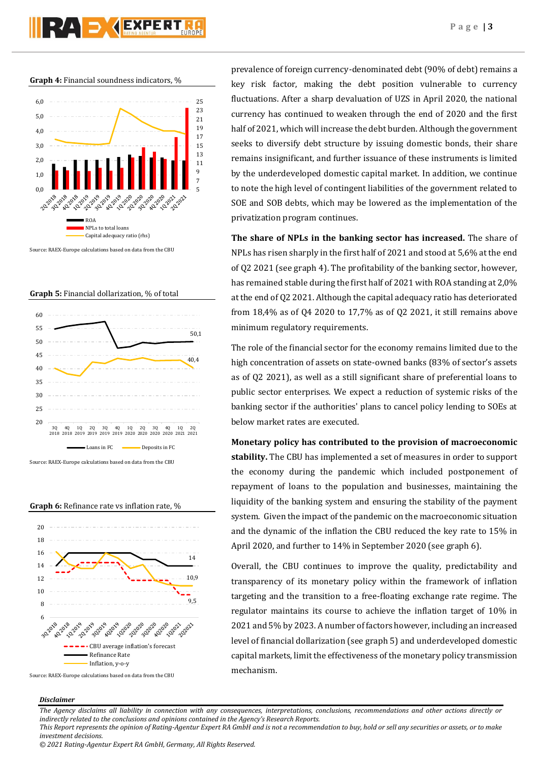**Graph 4:** Financial soundness indicators, %

Source: RAEX-Europe calculations based on data from the CBU

**Graph 5:** Financial dollarization, % of total

Source: RAEX-Europe calculations based on data from the CBU

**Graph 6:** Refinance rate vs inflation rate, %

Source: RAEX-Europe calculations based on data from the CBU

prevalence of foreign currency-denominated debt (90% of debt) remains a key risk factor, making the debt position vulnerable to currency fluctuations. After a sharp devaluation of UZS in April 2020, the national currency has continued to weaken through the end of 2020 and the first half of 2021, which will increase the debt burden. Although the government seeks to diversify debt structure by issuing domestic bonds, their share remains insignificant, and further issuance of these instruments is limited by the underdeveloped domestic capital market. In addition, we continue to note the high level of contingent liabilities of the government related to SOE and SOB debts, which may be lowered as the implementation of the privatization program continues.

**The share of NPLs in the banking sector has increased.** The share of NPLs has risen sharply in the first half of 2021 and stood at 5,6% at the end of Q2 2021 (see graph 4). The profitability of the banking sector, however, has remained stable during the first half of 2021 with ROA standing at 2,0% at the end of Q2 2021. Although the capital adequacy ratio has deteriorated from 18,4% as of Q4 2020 to 17,7% as of Q2 2021, it still remains above minimum regulatory requirements.

The role of the financial sector for the economy remains limited due to the high concentration of assets on state-owned banks (83% of sector's assets as of Q2 2021), as well as a still significant share of preferential loans to public sector enterprises. We expect a reduction of systemic risks of the banking sector if the authorities' plans to cancel policy lending to SOEs at below market rates are executed.

**Monetary policy has contributed to the provision of macroeconomic stability.** The CBU has implemented a set of measures in order to support the economy during the pandemic which included postponement of repayment of loans to the population and businesses, maintaining the liquidity of the banking system and ensuring the stability of the payment system. Given the impact of the pandemic on the macroeconomic situation and the dynamic of the inflation the CBU reduced the key rate to 15% in April 2020, and further to 14% in September 2020 (see graph 6).

Overall, the CBU continues to improve the quality, predictability and transparency of its monetary policy within the framework of inflation targeting and the transition to a free-floating exchange rate regime. The regulator maintains its course to achieve the inflation target of 10% in 2021 and 5% by 2023. A number of factors however, including an increased level of financial dollarization (see graph 5) and underdeveloped domestic capital markets, limit the effectiveness of the monetary policy transmission mechanism.

***Disclaimer***

*The Agency disclaims all liability in connection with any consequences, interpretations, conclusions, recommendations and other actions directly or indirectly related to the conclusions and opinions contained in the Agency's Research Reports.*
*This Report represents the opinion of Rating-Agentur Expert RA GmbH and is not a recommendation to buy, hold or sell any securities or assets, or to make investment decisions.*
*© 2021 Rating-Agentur Expert RA GmbH, Germany, All Rights Reserved.*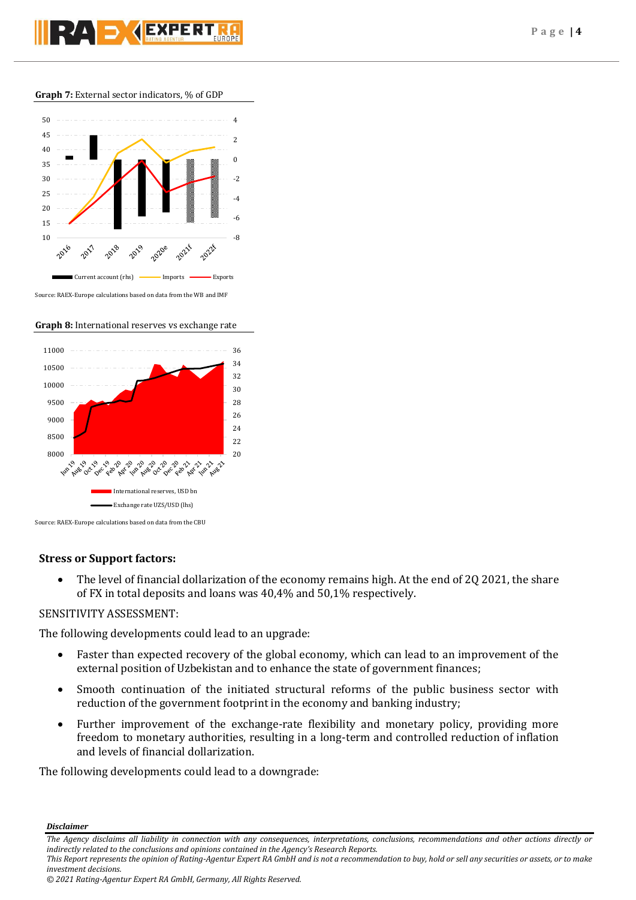**Graph 7:** External sector indicators, % of GDP

Source: RAEX-Europe calculations based on data from the WB and IMF

**Graph 8:** International reserves vs exchange rate

Source: RAEX-Europe calculations based on data from the CBU

### Stress or Support factors:

- The level of financial dollarization of the economy remains high. At the end of 2Q 2021, the share of FX in total deposits and loans was 40,4% and 50,1% respectively.

SENSITIVITY ASSESSMENT:

The following developments could lead to an upgrade:

- Faster than expected recovery of the global economy, which can lead to an improvement of the external position of Uzbekistan and to enhance the state of government finances;
- Smooth continuation of the initiated structural reforms of the public business sector with reduction of the government footprint in the economy and banking industry;
- Further improvement of the exchange-rate flexibility and monetary policy, providing more freedom to monetary authorities, resulting in a long-term and controlled reduction of inflation and levels of financial dollarization.

The following developments could lead to a downgrade:

***Disclaimer***

*The Agency disclaims all liability in connection with any consequences, interpretations, conclusions, recommendations and other actions directly or indirectly related to the conclusions and opinions contained in the Agency's Research Reports.*
*This Report represents the opinion of Rating-Agentur Expert RA GmbH and is not a recommendation to buy, hold or sell any securities or assets, or to make investment decisions.*
*© 2021 Rating-Agentur Expert RA GmbH, Germany, All Rights Reserved.*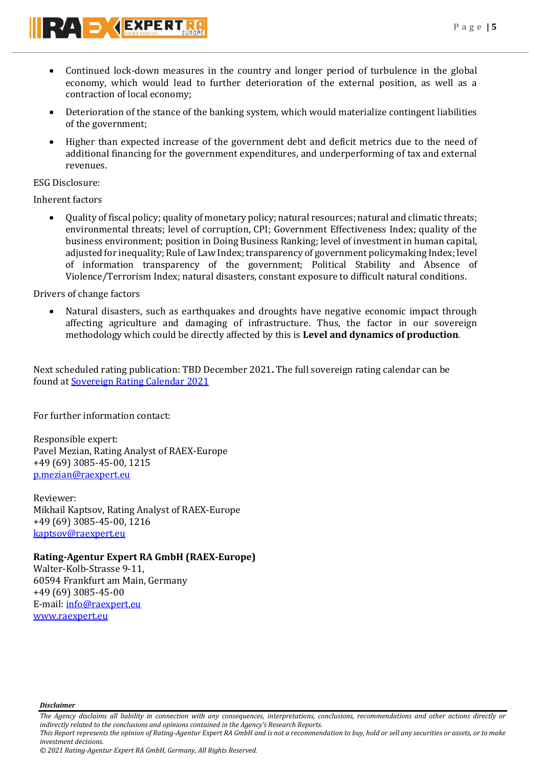- Continued lock-down measures in the country and longer period of turbulence in the global economy, which would lead to further deterioration of the external position, as well as a contraction of local economy;
- Deterioration of the stance of the banking system, which would materialize contingent liabilities of the government;
- Higher than expected increase of the government debt and deficit metrics due to the need of additional financing for the government expenditures, and underperforming of tax and external revenues.

ESG Disclosure:

Inherent factors

- Quality of fiscal policy; quality of monetary policy; natural resources; natural and climatic threats; environmental threats; level of corruption, CPI; Government Effectiveness Index; quality of the business environment; position in Doing Business Ranking; level of investment in human capital, adjusted for inequality; Rule of Law Index; transparency of government policymaking Index; level of information transparency of the government; Political Stability and Absence of Violence/Terrorism Index; natural disasters, constant exposure to difficult natural conditions.

Drivers of change factors

- Natural disasters, such as earthquakes and droughts have negative economic impact through affecting agriculture and damaging of infrastructure. Thus, the factor in our sovereign methodology which could be directly affected by this is **Level and dynamics of production**.

Next scheduled rating publication: TBD December 2021**.** The full sovereign rating calendar can be found at [Sovereign Rating Calendar 2021]

For further information contact:

Responsible expert:
Pavel Mezian, Rating Analyst of RAEX-Europe
+49 (69) 3085-45-00, 1215
p.mezian@raexpert.eu

Reviewer:
Mikhail Kaptsov, Rating Analyst of RAEX-Europe
+49 (69) 3085-45-00, 1216
kaptsov@raexpert.eu

**Rating-Agentur Expert RA GmbH (RAEX-Europe)**
Walter-Kolb-Strasse 9-11,
60594 Frankfurt am Main, Germany
+49 (69) 3085-45-00
E-mail: info@raexpert.eu
www.raexpert.eu

***Disclaimer***

*The Agency disclaims all liability in connection with any consequences, interpretations, conclusions, recommendations and other actions directly or indirectly related to the conclusions and opinions contained in the Agency's Research Reports.*
*This Report represents the opinion of Rating-Agentur Expert RA GmbH and is not a recommendation to buy, hold or sell any securities or assets, or to make investment decisions.*
*© 2021 Rating-Agentur Expert RA GmbH, Germany, All Rights Reserved.*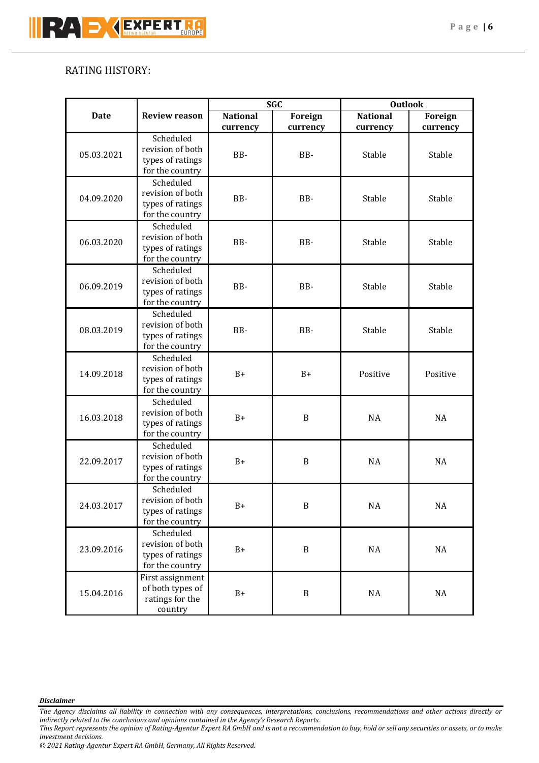RATING HISTORY:

| Date | Review reason | SGC | | Outlook | |
|---|---|---|---|---|---|
| | | National currency | Foreign currency | National currency | Foreign currency |
| 05.03.2021 | Scheduled revision of both types of ratings for the country | BB- | BB- | Stable | Stable |
| 04.09.2020 | Scheduled revision of both types of ratings for the country | BB- | BB- | Stable | Stable |
| 06.03.2020 | Scheduled revision of both types of ratings for the country | BB- | BB- | Stable | Stable |
| 06.09.2019 | Scheduled revision of both types of ratings for the country | BB- | BB- | Stable | Stable |
| 08.03.2019 | Scheduled revision of both types of ratings for the country | BB- | BB- | Stable | Stable |
| 14.09.2018 | Scheduled revision of both types of ratings for the country | B+ | B+ | Positive | Positive |
| 16.03.2018 | Scheduled revision of both types of ratings for the country | B+ | B | NA | NA |
| 22.09.2017 | Scheduled revision of both types of ratings for the country | B+ | B | NA | NA |
| 24.03.2017 | Scheduled revision of both types of ratings for the country | B+ | B | NA | NA |
| 23.09.2016 | Scheduled revision of both types of ratings for the country | B+ | B | NA | NA |
| 15.04.2016 | First assignment of both types of ratings for the country | B+ | B | NA | NA |

***Disclaimer***

*The Agency disclaims all liability in connection with any consequences, interpretations, conclusions, recommendations and other actions directly or indirectly related to the conclusions and opinions contained in the Agency's Research Reports.*

*This Report represents the opinion of Rating-Agentur Expert RA GmbH and is not a recommendation to buy, hold or sell any securities or assets, or to make investment decisions.*

*© 2021 Rating-Agentur Expert RA GmbH, Germany, All Rights Reserved.*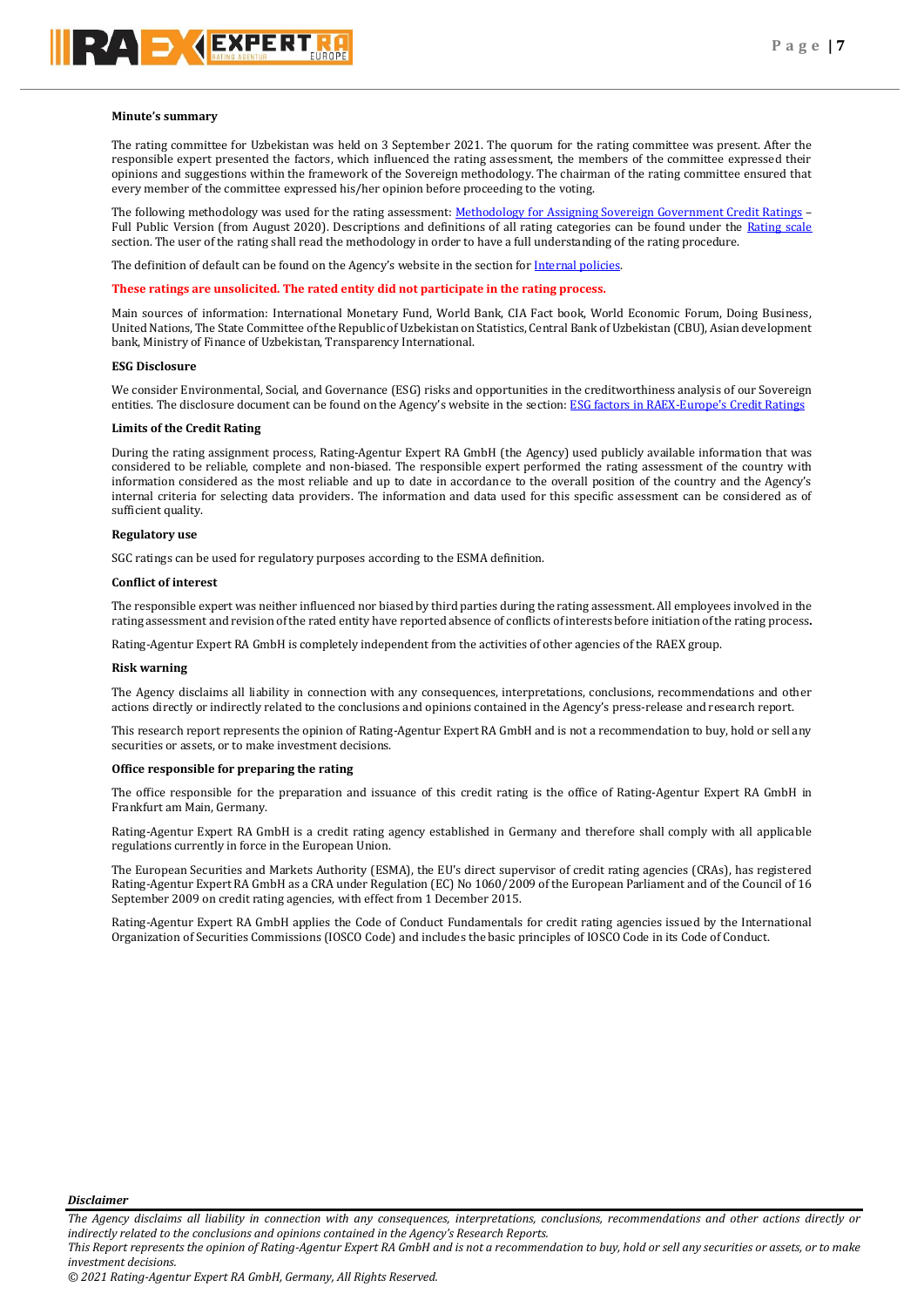**Minute's summary**

The rating committee for Uzbekistan was held on 3 September 2021. The quorum for the rating committee was present. After the responsible expert presented the factors, which influenced the rating assessment, the members of the committee expressed their opinions and suggestions within the framework of the Sovereign methodology. The chairman of the rating committee ensured that every member of the committee expressed his/her opinion before proceeding to the voting.

The following methodology was used for the rating assessment: Methodology for Assigning Sovereign Government Credit Ratings – Full Public Version (from August 2020). Descriptions and definitions of all rating categories can be found under the Rating scale section. The user of the rating shall read the methodology in order to have a full understanding of the rating procedure.

The definition of default can be found on the Agency's website in the section for Internal policies.

**These ratings are unsolicited. The rated entity did not participate in the rating process.**

Main sources of information: International Monetary Fund, World Bank, CIA Fact book, World Economic Forum, Doing Business, United Nations, The State Committee of the Republic of Uzbekistan on Statistics, Central Bank of Uzbekistan (CBU), Asian development bank, Ministry of Finance of Uzbekistan, Transparency International.

**ESG Disclosure**

We consider Environmental, Social, and Governance (ESG) risks and opportunities in the creditworthiness analysis of our Sovereign entities. The disclosure document can be found on the Agency's website in the section: ESG factors in RAEX-Europe's Credit Ratings

**Limits of the Credit Rating**

During the rating assignment process, Rating-Agentur Expert RA GmbH (the Agency) used publicly available information that was considered to be reliable, complete and non-biased. The responsible expert performed the rating assessment of the country with information considered as the most reliable and up to date in accordance to the overall position of the country and the Agency's internal criteria for selecting data providers. The information and data used for this specific assessment can be considered as of sufficient quality.

**Regulatory use**

SGC ratings can be used for regulatory purposes according to the ESMA definition.

**Conflict of interest**

The responsible expert was neither influenced nor biased by third parties during the rating assessment. All employees involved in the rating assessment and revision of the rated entity have reported absence of conflicts of interests before initiation of the rating process**.**

Rating-Agentur Expert RA GmbH is completely independent from the activities of other agencies of the RAEX group.

**Risk warning**

The Agency disclaims all liability in connection with any consequences, interpretations, conclusions, recommendations and other actions directly or indirectly related to the conclusions and opinions contained in the Agency's press-release and research report.

This research report represents the opinion of Rating-Agentur Expert RA GmbH and is not a recommendation to buy, hold or sell any securities or assets, or to make investment decisions.

**Office responsible for preparing the rating**

The office responsible for the preparation and issuance of this credit rating is the office of Rating-Agentur Expert RA GmbH in Frankfurt am Main, Germany.

Rating-Agentur Expert RA GmbH is a credit rating agency established in Germany and therefore shall comply with all applicable regulations currently in force in the European Union.

The European Securities and Markets Authority (ESMA), the EU's direct supervisor of credit rating agencies (CRAs), has registered Rating-Agentur Expert RA GmbH as a CRA under Regulation (EC) No 1060/2009 of the European Parliament and of the Council of 16 September 2009 on credit rating agencies, with effect from 1 December 2015.

Rating-Agentur Expert RA GmbH applies the Code of Conduct Fundamentals for credit rating agencies issued by the International Organization of Securities Commissions (IOSCO Code) and includes the basic principles of IOSCO Code in its Code of Conduct.

***Disclaimer***

*The Agency disclaims all liability in connection with any consequences, interpretations, conclusions, recommendations and other actions directly or indirectly related to the conclusions and opinions contained in the Agency's Research Reports.*
*This Report represents the opinion of Rating-Agentur Expert RA GmbH and is not a recommendation to buy, hold or sell any securities or assets, or to make investment decisions.*
*© 2021 Rating-Agentur Expert RA GmbH, Germany, All Rights Reserved.*